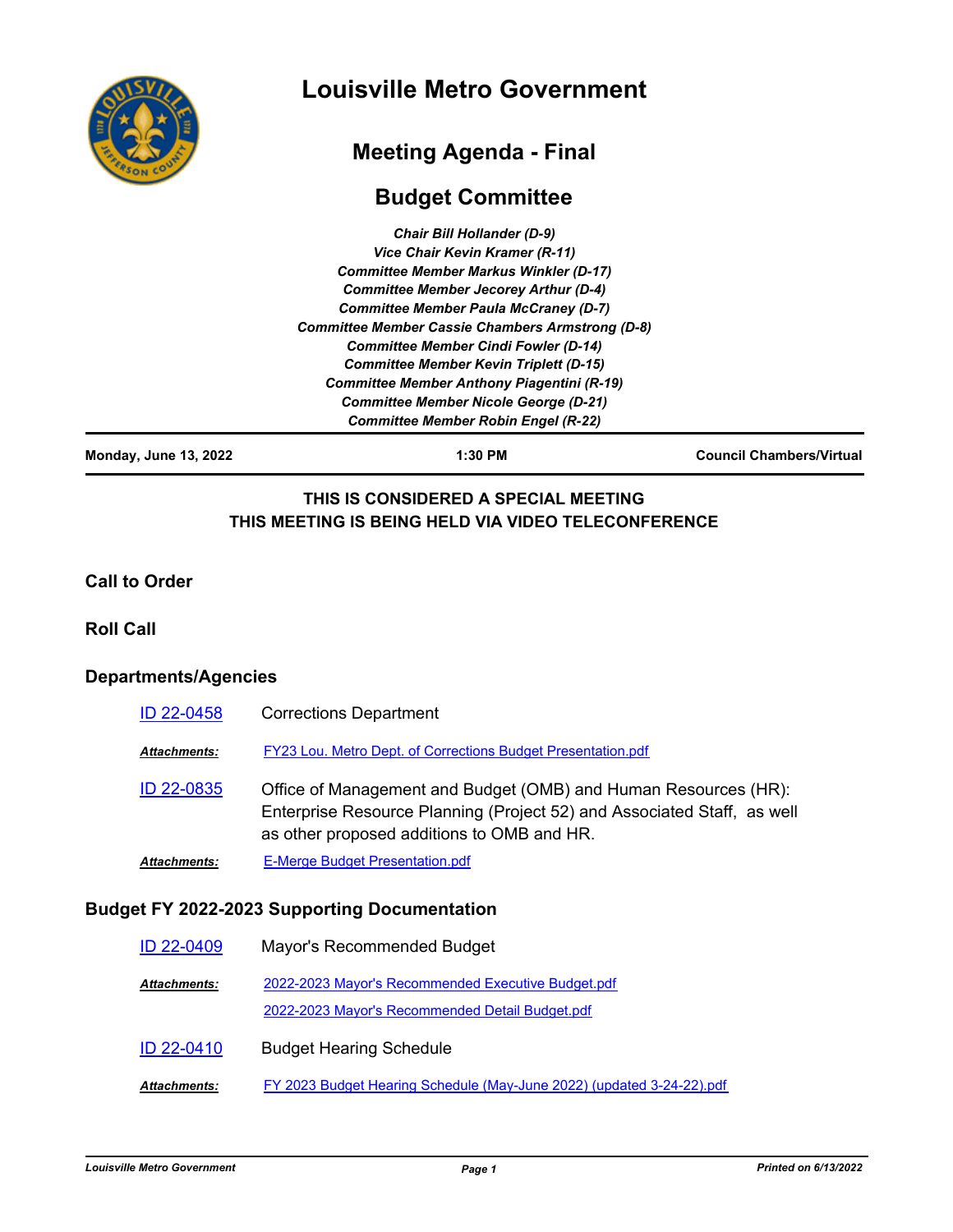# Louisville Metro Government

## Meeting Agenda - Final

## Budget Committee

***Chair Bill Hollander (D-9)***
***Vice Chair Kevin Kramer (R-11)***
***Committee Member Markus Winkler (D-17)***
***Committee Member Jecorey Arthur (D-4)***
***Committee Member Paula McCraney (D-7)***
***Committee Member Cassie Chambers Armstrong (D-8)***
***Committee Member Cindi Fowler (D-14)***
***Committee Member Kevin Triplett (D-15)***
***Committee Member Anthony Piagentini (R-19)***
***Committee Member Nicole George (D-21)***
***Committee Member Robin Engel (R-22)***

**Monday, June 13, 2022** | **1:30 PM** | **Council Chambers/Virtual**

**THIS IS CONSIDERED A SPECIAL MEETING**
**THIS MEETING IS BEING HELD VIA VIDEO TELECONFERENCE**

### Call to Order

### Roll Call

### Departments/Agencies

ID 22-0458 — Corrections Department

***Attachments:*** FY23 Lou. Metro Dept. of Corrections Budget Presentation.pdf

ID 22-0835 — Office of Management and Budget (OMB) and Human Resources (HR): Enterprise Resource Planning (Project 52) and Associated Staff, as well as other proposed additions to OMB and HR.

***Attachments:*** E-Merge Budget Presentation.pdf

### Budget FY 2022-2023 Supporting Documentation

ID 22-0409 — Mayor's Recommended Budget

***Attachments:*** 2022-2023 Mayor's Recommended Executive Budget.pdf
2022-2023 Mayor's Recommended Detail Budget.pdf

ID 22-0410 — Budget Hearing Schedule

***Attachments:*** FY 2023 Budget Hearing Schedule (May-June 2022) (updated 3-24-22).pdf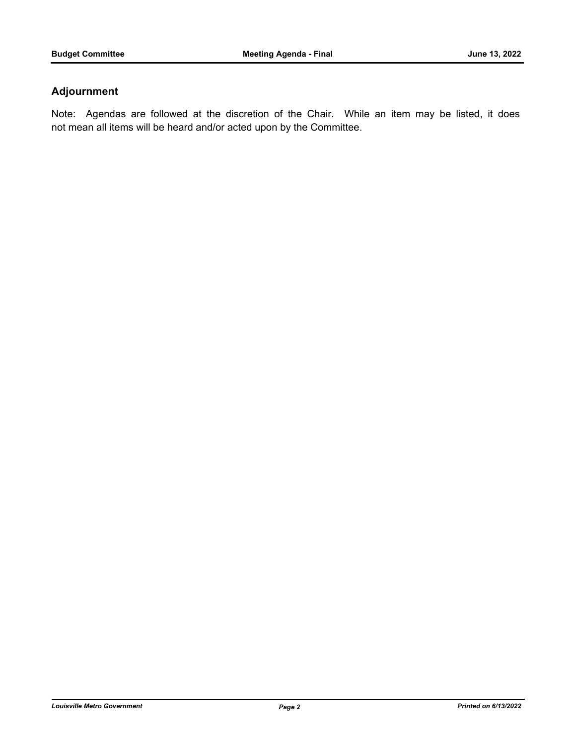## Adjournment

Note: Agendas are followed at the discretion of the Chair. While an item may be listed, it does not mean all items will be heard and/or acted upon by the Committee.